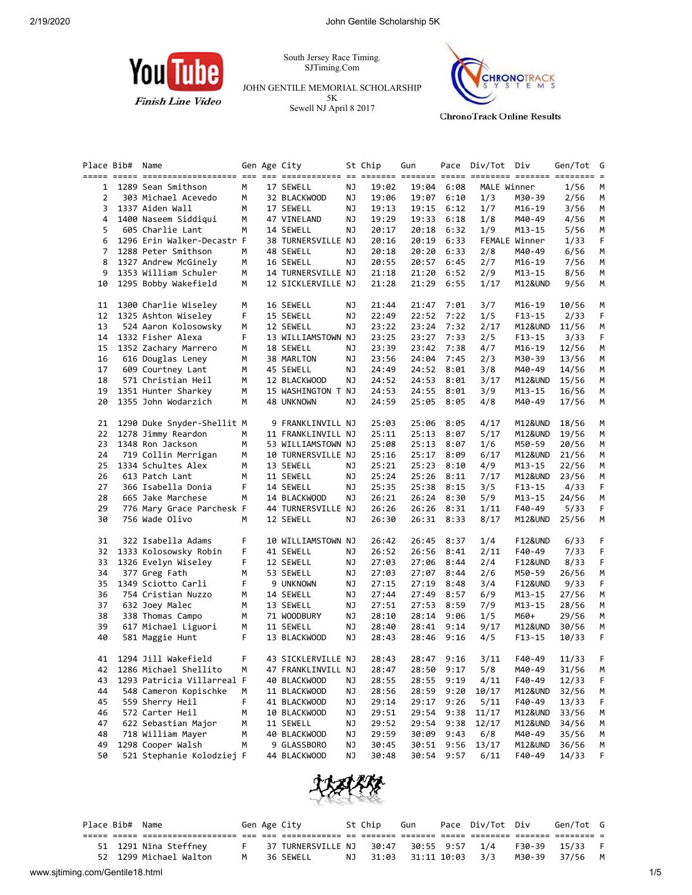South Jersey Race Timing.
SJTiming.Com

JOHN GENTILE MEMORIAL SCHOLARSHIP
5K
Sewell NJ April 8 2017

ChronoTrack Online Results

| Place | Bib# | Name | Gen | Age | City | St | Chip | Gun | Pace | Div/Tot | Div | Gen/Tot | G |
|---|---|---|---|---|---|---|---|---|---|---|---|---|---|
| 1 | 1289 | Sean Smithson | M | 17 | SEWELL | NJ | 19:02 | 19:04 | 6:08 | MALE Winner | | 1/56 | M |
| 2 | 303 | Michael Acevedo | M | 32 | BLACKWOOD | NJ | 19:06 | 19:07 | 6:10 | 1/3 | M30-39 | 2/56 | M |
| 3 | 1337 | Aiden Wall | M | 17 | SEWELL | NJ | 19:13 | 19:15 | 6:12 | 1/7 | M16-19 | 3/56 | M |
| 4 | 1400 | Naseem Siddiqui | M | 47 | VINELAND | NJ | 19:29 | 19:33 | 6:18 | 1/8 | M40-49 | 4/56 | M |
| 5 | 605 | Charlie Lant | M | 14 | SEWELL | NJ | 20:17 | 20:18 | 6:32 | 1/9 | M13-15 | 5/56 | M |
| 6 | 1296 | Erin Walker-Decastr | F | 38 | TURNERSVILLE | NJ | 20:16 | 20:19 | 6:33 | FEMALE Winner | | 1/33 | F |
| 7 | 1288 | Peter Smithson | M | 48 | SEWELL | NJ | 20:18 | 20:20 | 6:33 | 2/8 | M40-49 | 6/56 | M |
| 8 | 1327 | Andrew McGinely | M | 16 | SEWELL | NJ | 20:55 | 20:57 | 6:45 | 2/7 | M16-19 | 7/56 | M |
| 9 | 1353 | William Schuler | M | 14 | TURNERSVILLE | NJ | 21:18 | 21:20 | 6:52 | 2/9 | M13-15 | 8/56 | M |
| 10 | 1295 | Bobby Wakefield | M | 12 | SICKLERVILLE | NJ | 21:28 | 21:29 | 6:55 | 1/17 | M12&UND | 9/56 | M |
| 11 | 1300 | Charlie Wiseley | M | 16 | SEWELL | NJ | 21:44 | 21:47 | 7:01 | 3/7 | M16-19 | 10/56 | M |
| 12 | 1325 | Ashton Wiseley | F | 15 | SEWELL | NJ | 22:49 | 22:52 | 7:22 | 1/5 | F13-15 | 2/33 | F |
| 13 | 524 | Aaron Kolosowsky | M | 12 | SEWELL | NJ | 23:22 | 23:24 | 7:32 | 2/17 | M12&UND | 11/56 | M |
| 14 | 1332 | Fisher Alexa | F | 13 | WILLIAMSTOWN | NJ | 23:25 | 23:27 | 7:33 | 2/5 | F13-15 | 3/33 | F |
| 15 | 1352 | Zachary Marrero | M | 18 | SEWELL | NJ | 23:39 | 23:42 | 7:38 | 4/7 | M16-19 | 12/56 | M |
| 16 | 616 | Douglas Leney | M | 38 | MARLTON | NJ | 23:56 | 24:04 | 7:45 | 2/3 | M30-39 | 13/56 | M |
| 17 | 609 | Courtney Lant | M | 45 | SEWELL | NJ | 24:49 | 24:52 | 8:01 | 3/8 | M40-49 | 14/56 | M |
| 18 | 571 | Christian Heil | M | 12 | BLACKWOOD | NJ | 24:52 | 24:53 | 8:01 | 3/17 | M12&UND | 15/56 | M |
| 19 | 1351 | Hunter Sharkey | M | 15 | WASHINGTON T | NJ | 24:53 | 24:55 | 8:01 | 3/9 | M13-15 | 16/56 | M |
| 20 | 1355 | John Wodarzich | M | 48 | UNKNOWN | NJ | 24:59 | 25:05 | 8:05 | 4/8 | M40-49 | 17/56 | M |
| 21 | 1290 | Duke Snyder-Shellit | M | 9 | FRANKLINVILL | NJ | 25:03 | 25:06 | 8:05 | 4/17 | M12&UND | 18/56 | M |
| 22 | 1278 | Jimmy Reardon | M | 11 | FRANKLINVILL | NJ | 25:11 | 25:13 | 8:07 | 5/17 | M12&UND | 19/56 | M |
| 23 | 1348 | Ron Jackson | M | 53 | WILLIAMSTOWN | NJ | 25:08 | 25:13 | 8:07 | 1/6 | M50-59 | 20/56 | M |
| 24 | 719 | Collin Merrigan | M | 10 | TURNERSVILLE | NJ | 25:16 | 25:17 | 8:09 | 6/17 | M12&UND | 21/56 | M |
| 25 | 1334 | Schultes Alex | M | 13 | SEWELL | NJ | 25:21 | 25:23 | 8:10 | 4/9 | M13-15 | 22/56 | M |
| 26 | 613 | Patch Lant | M | 11 | SEWELL | NJ | 25:24 | 25:26 | 8:11 | 7/17 | M12&UND | 23/56 | M |
| 27 | 366 | Isabella Donia | F | 14 | SEWELL | NJ | 25:35 | 25:38 | 8:15 | 3/5 | F13-15 | 4/33 | F |
| 28 | 665 | Jake Marchese | M | 14 | BLACKWOOD | NJ | 26:21 | 26:24 | 8:30 | 5/9 | M13-15 | 24/56 | M |
| 29 | 776 | Mary Grace Parchesk | F | 44 | TURNERSVILLE | NJ | 26:26 | 26:26 | 8:31 | 1/11 | F40-49 | 5/33 | F |
| 30 | 756 | Wade Olivo | M | 12 | SEWELL | NJ | 26:30 | 26:31 | 8:33 | 8/17 | M12&UND | 25/56 | M |
| 31 | 322 | Isabella Adams | F | 10 | WILLIAMSTOWN | NJ | 26:42 | 26:45 | 8:37 | 1/4 | F12&UND | 6/33 | F |
| 32 | 1333 | Kolosowsky Robin | F | 41 | SEWELL | NJ | 26:52 | 26:56 | 8:41 | 2/11 | F40-49 | 7/33 | F |
| 33 | 1326 | Evelyn Wiseley | F | 12 | SEWELL | NJ | 27:03 | 27:06 | 8:44 | 2/4 | F12&UND | 8/33 | F |
| 34 | 377 | Greg Fath | M | 53 | SEWELL | NJ | 27:03 | 27:07 | 8:44 | 2/6 | M50-59 | 26/56 | M |
| 35 | 1349 | Sciotto Carli | F | 9 | UNKNOWN | NJ | 27:15 | 27:19 | 8:48 | 3/4 | F12&UND | 9/33 | F |
| 36 | 754 | Cristian Nuzzo | M | 14 | SEWELL | NJ | 27:44 | 27:49 | 8:57 | 6/9 | M13-15 | 27/56 | M |
| 37 | 632 | Joey Malec | M | 13 | SEWELL | NJ | 27:51 | 27:53 | 8:59 | 7/9 | M13-15 | 28/56 | M |
| 38 | 338 | Thomas Campo | M | 71 | WOODBURY | NJ | 28:10 | 28:14 | 9:06 | 1/5 | M60+ | 29/56 | M |
| 39 | 617 | Michael Liguori | M | 11 | SEWELL | NJ | 28:40 | 28:41 | 9:14 | 9/17 | M12&UND | 30/56 | M |
| 40 | 581 | Maggie Hunt | F | 13 | BLACKWOOD | NJ | 28:43 | 28:46 | 9:16 | 4/5 | F13-15 | 10/33 | F |
| 41 | 1294 | Jill Wakefield | F | 43 | SICKLERVILLE | NJ | 28:43 | 28:47 | 9:16 | 3/11 | F40-49 | 11/33 | F |
| 42 | 1286 | Michael Shellito | M | 47 | FRANKLINVILL | NJ | 28:47 | 28:50 | 9:17 | 5/8 | M40-49 | 31/56 | M |
| 43 | 1293 | Patricia Villarreal | F | 40 | BLACKWOOD | NJ | 28:55 | 28:55 | 9:19 | 4/11 | F40-49 | 12/33 | F |
| 44 | 548 | Cameron Kopischke | M | 11 | BLACKWOOD | NJ | 28:56 | 28:59 | 9:20 | 10/17 | M12&UND | 32/56 | M |
| 45 | 559 | Sherry Heil | F | 41 | BLACKWOOD | NJ | 29:14 | 29:17 | 9:26 | 5/11 | F40-49 | 13/33 | F |
| 46 | 572 | Carter Heil | M | 10 | BLACKWOOD | NJ | 29:51 | 29:54 | 9:38 | 11/17 | M12&UND | 33/56 | M |
| 47 | 622 | Sebastian Major | M | 11 | SEWELL | NJ | 29:52 | 29:54 | 9:38 | 12/17 | M12&UND | 34/56 | M |
| 48 | 718 | William Mayer | M | 40 | BLACKWOOD | NJ | 29:59 | 30:09 | 9:43 | 6/8 | M40-49 | 35/56 | M |
| 49 | 1298 | Cooper Walsh | M | 9 | GLASSBORO | NJ | 30:45 | 30:51 | 9:56 | 13/17 | M12&UND | 36/56 | M |
| 50 | 521 | Stephanie Kolodziej | F | 44 | BLACKWOOD | NJ | 30:48 | 30:54 | 9:57 | 6/11 | F40-49 | 14/33 | F |
| 51 | 1291 | Nina Steffney | F | 37 | TURNERSVILLE | NJ | 30:47 | 30:55 | 9:57 | 1/4 | F30-39 | 15/33 | F |
| 52 | 1299 | Michael Walton | M | 36 | SEWELL | NJ | 31:03 | 31:11 | 10:03 | 3/3 | M30-39 | 37/56 | M |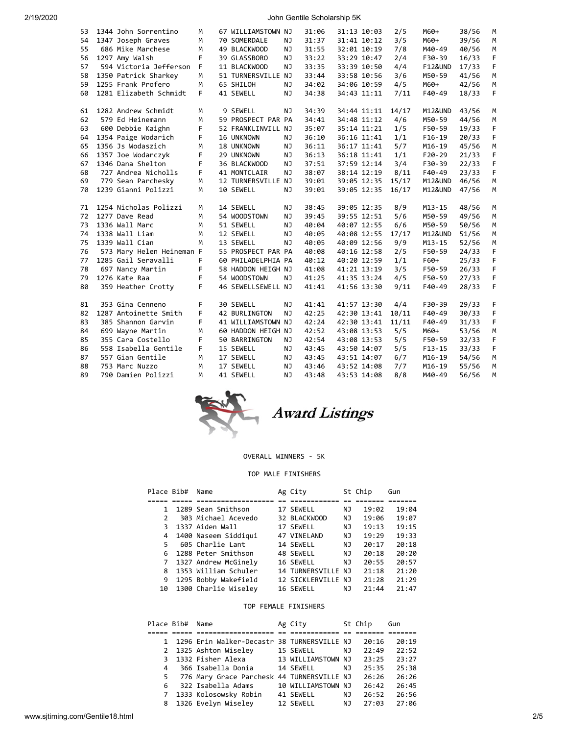| Place | Bib# | Name | S | Ag | City | St | Chip | Gun | Pace | Div Place | Division | Sex Place | S |
|---|---|---|---|---|---|---|---|---|---|---|---|---|---|
| 53 | 1344 | John Sorrentino | M | 67 | WILLIAMSTOWN | NJ | 31:06 | 31:13 | 10:03 | 2/5 | M60+ | 38/56 | M |
| 54 | 1347 | Joseph Graves | M | 70 | SOMERDALE | NJ | 31:37 | 31:41 | 10:12 | 3/5 | M60+ | 39/56 | M |
| 55 | 686 | Mike Marchese | M | 49 | BLACKWOOD | NJ | 31:55 | 32:01 | 10:19 | 7/8 | M40-49 | 40/56 | M |
| 56 | 1297 | Amy Walsh | F | 39 | GLASSBORO | NJ | 33:22 | 33:29 | 10:47 | 2/4 | F30-39 | 16/33 | F |
| 57 | 594 | Victoria Jefferson | F | 11 | BLACKWOOD | NJ | 33:35 | 33:39 | 10:50 | 4/4 | F12&UND | 17/33 | F |
| 58 | 1350 | Patrick Sharkey | M | 51 | TURNERSVILLE | NJ | 33:44 | 33:58 | 10:56 | 3/6 | M50-59 | 41/56 | M |
| 59 | 1255 | Frank Profero | M | 65 | SHILOH | NJ | 34:02 | 34:06 | 10:59 | 4/5 | M60+ | 42/56 | M |
| 60 | 1281 | Elizabeth Schmidt | F | 41 | SEWELL | NJ | 34:38 | 34:43 | 11:11 | 7/11 | F40-49 | 18/33 | F |
| 61 | 1282 | Andrew Schmidt | M | 9 | SEWELL | NJ | 34:39 | 34:44 | 11:11 | 14/17 | M12&UND | 43/56 | M |
| 62 | 579 | Ed Heinemann | M | 59 | PROSPECT PAR | PA | 34:41 | 34:48 | 11:12 | 4/6 | M50-59 | 44/56 | M |
| 63 | 600 | Debbie Kaighn | F | 52 | FRANKLINVILL | NJ | 35:07 | 35:14 | 11:21 | 1/5 | F50-59 | 19/33 | F |
| 64 | 1354 | Paige Wodarich | F | 16 | UNKNOWN | NJ | 36:10 | 36:16 | 11:41 | 1/1 | F16-19 | 20/33 | F |
| 65 | 1356 | Js Wodaszich | M | 18 | UNKNOWN | NJ | 36:11 | 36:17 | 11:41 | 5/7 | M16-19 | 45/56 | M |
| 66 | 1357 | Joe Wodarczyk | F | 29 | UNKNOWN | NJ | 36:13 | 36:18 | 11:41 | 1/1 | F20-29 | 21/33 | F |
| 67 | 1346 | Dana Shelton | F | 36 | BLACKWOOD | NJ | 37:51 | 37:59 | 12:14 | 3/4 | F30-39 | 22/33 | F |
| 68 | 727 | Andrea Nicholls | F | 41 | MONTCLAIR | NJ | 38:07 | 38:14 | 12:19 | 8/11 | F40-49 | 23/33 | F |
| 69 | 779 | Sean Parchesky | M | 12 | TURNERSVILLE | NJ | 39:01 | 39:05 | 12:35 | 15/17 | M12&UND | 46/56 | M |
| 70 | 1239 | Gianni Polizzi | M | 10 | SEWELL | NJ | 39:01 | 39:05 | 12:35 | 16/17 | M12&UND | 47/56 | M |
| 71 | 1254 | Nicholas Polizzi | M | 14 | SEWELL | NJ | 38:45 | 39:05 | 12:35 | 8/9 | M13-15 | 48/56 | M |
| 72 | 1277 | Dave Read | M | 54 | WOODSTOWN | NJ | 39:45 | 39:55 | 12:51 | 5/6 | M50-59 | 49/56 | M |
| 73 | 1336 | Wall Marc | M | 51 | SEWELL | NJ | 40:04 | 40:07 | 12:55 | 6/6 | M50-59 | 50/56 | M |
| 74 | 1338 | Wall Liam | M | 12 | SEWELL | NJ | 40:05 | 40:08 | 12:55 | 17/17 | M12&UND | 51/56 | M |
| 75 | 1339 | Wall Cian | M | 13 | SEWELL | NJ | 40:05 | 40:09 | 12:56 | 9/9 | M13-15 | 52/56 | M |
| 76 | 573 | Mary Helen Heineman | F | 55 | PROSPECT PAR | PA | 40:08 | 40:16 | 12:58 | 2/5 | F50-59 | 24/33 | F |
| 77 | 1285 | Gail Seravalli | F | 60 | PHILADELPHIA | PA | 40:12 | 40:20 | 12:59 | 1/1 | F60+ | 25/33 | F |
| 78 | 697 | Nancy Martin | F | 58 | HADDON HEIGH | NJ | 41:08 | 41:21 | 13:19 | 3/5 | F50-59 | 26/33 | F |
| 79 | 1276 | Kate Raa | F | 54 | WOODSTOWN | NJ | 41:25 | 41:35 | 13:24 | 4/5 | F50-59 | 27/33 | F |
| 80 | 359 | Heather Crotty | F | 46 | SEWELLSEWELL | NJ | 41:41 | 41:56 | 13:30 | 9/11 | F40-49 | 28/33 | F |
| 81 | 353 | Gina Cenneno | F | 30 | SEWELL | NJ | 41:41 | 41:57 | 13:30 | 4/4 | F30-39 | 29/33 | F |
| 82 | 1287 | Antoinette Smith | F | 42 | BURLINGTON | NJ | 42:25 | 42:30 | 13:41 | 10/11 | F40-49 | 30/33 | F |
| 83 | 385 | Shannon Garvin | F | 41 | WILLIAMSTOWN | NJ | 42:24 | 42:30 | 13:41 | 11/11 | F40-49 | 31/33 | F |
| 84 | 699 | Wayne Martin | M | 60 | HADDON HEIGH | NJ | 42:52 | 43:08 | 13:53 | 5/5 | M60+ | 53/56 | M |
| 85 | 355 | Cara Costello | F | 50 | BARRINGTON | NJ | 42:54 | 43:08 | 13:53 | 5/5 | F50-59 | 32/33 | F |
| 86 | 558 | Isabella Gentile | F | 15 | SEWELL | NJ | 43:45 | 43:50 | 14:07 | 5/5 | F13-15 | 33/33 | F |
| 87 | 557 | Gian Gentile | M | 17 | SEWELL | NJ | 43:45 | 43:51 | 14:07 | 6/7 | M16-19 | 54/56 | M |
| 88 | 753 | Marc Nuzzo | M | 17 | SEWELL | NJ | 43:46 | 43:52 | 14:08 | 7/7 | M16-19 | 55/56 | M |
| 89 | 790 | Damien Polizzi | M | 41 | SEWELL | NJ | 43:48 | 43:53 | 14:08 | 8/8 | M40-49 | 56/56 | M |

# Award Listings

OVERALL WINNERS - 5K

TOP MALE FINISHERS

| Place | Bib# | Name | Ag | City | St | Chip | Gun |
|---|---|---|---|---|---|---|---|
| 1 | 1289 | Sean Smithson | 17 | SEWELL | NJ | 19:02 | 19:04 |
| 2 | 303 | Michael Acevedo | 32 | BLACKWOOD | NJ | 19:06 | 19:07 |
| 3 | 1337 | Aiden Wall | 17 | SEWELL | NJ | 19:13 | 19:15 |
| 4 | 1400 | Naseem Siddiqui | 47 | VINELAND | NJ | 19:29 | 19:33 |
| 5 | 605 | Charlie Lant | 14 | SEWELL | NJ | 20:17 | 20:18 |
| 6 | 1288 | Peter Smithson | 48 | SEWELL | NJ | 20:18 | 20:20 |
| 7 | 1327 | Andrew McGinely | 16 | SEWELL | NJ | 20:55 | 20:57 |
| 8 | 1353 | William Schuler | 14 | TURNERSVILLE | NJ | 21:18 | 21:20 |
| 9 | 1295 | Bobby Wakefield | 12 | SICKLERVILLE | NJ | 21:28 | 21:29 |
| 10 | 1300 | Charlie Wiseley | 16 | SEWELL | NJ | 21:44 | 21:47 |

TOP FEMALE FINISHERS

| Place | Bib# | Name | Ag | City | St | Chip | Gun |
|---|---|---|---|---|---|---|---|
| 1 | 1296 | Erin Walker-Decastr | 38 | TURNERSVILLE | NJ | 20:16 | 20:19 |
| 2 | 1325 | Ashton Wiseley | 15 | SEWELL | NJ | 22:49 | 22:52 |
| 3 | 1332 | Fisher Alexa | 13 | WILLIAMSTOWN | NJ | 23:25 | 23:27 |
| 4 | 366 | Isabella Donia | 14 | SEWELL | NJ | 25:35 | 25:38 |
| 5 | 776 | Mary Grace Parchesk | 44 | TURNERSVILLE | NJ | 26:26 | 26:26 |
| 6 | 322 | Isabella Adams | 10 | WILLIAMSTOWN | NJ | 26:42 | 26:45 |
| 7 | 1333 | Kolosowsky Robin | 41 | SEWELL | NJ | 26:52 | 26:56 |
| 8 | 1326 | Evelyn Wiseley | 12 | SEWELL | NJ | 27:03 | 27:06 |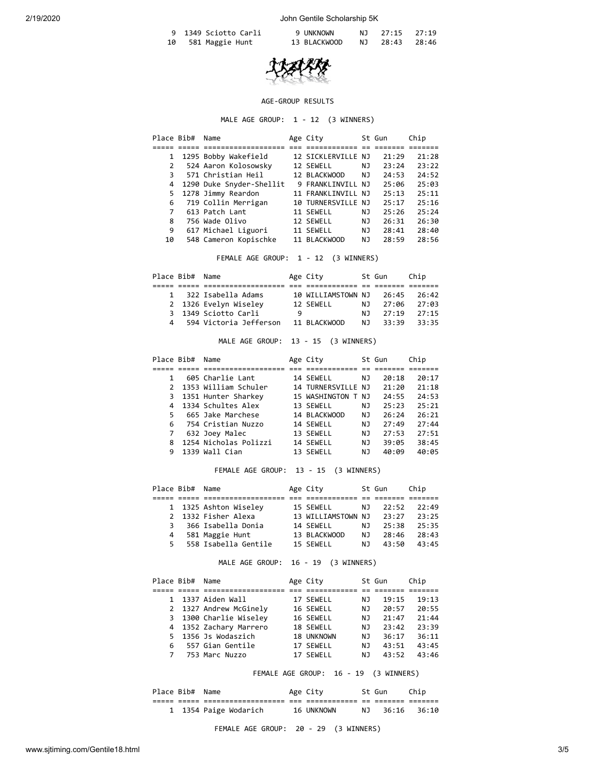| | | | | | | |
|---|---|---|---|---|---|---|
| 9 | 1349 Sciotto Carli | 9 UNKNOWN | NJ | 27:15 | 27:19 |
| 10 | 581 Maggie Hunt | 13 BLACKWOOD | NJ | 28:43 | 28:46 |

AGE-GROUP RESULTS

MALE AGE GROUP: 1 - 12 (3 WINNERS)

| Place | Bib# | Name | Age | City | St | Gun | Chip |
|---|---|---|---|---|---|---|---|
| 1 | 1295 | Bobby Wakefield | 12 | SICKLERVILLE | NJ | 21:29 | 21:28 |
| 2 | 524 | Aaron Kolosowsky | 12 | SEWELL | NJ | 23:24 | 23:22 |
| 3 | 571 | Christian Heil | 12 | BLACKWOOD | NJ | 24:53 | 24:52 |
| 4 | 1290 | Duke Snyder-Shellit | 9 | FRANKLINVILL | NJ | 25:06 | 25:03 |
| 5 | 1278 | Jimmy Reardon | 11 | FRANKLINVILL | NJ | 25:13 | 25:11 |
| 6 | 719 | Collin Merrigan | 10 | TURNERSVILLE | NJ | 25:17 | 25:16 |
| 7 | 613 | Patch Lant | 11 | SEWELL | NJ | 25:26 | 25:24 |
| 8 | 756 | Wade Olivo | 12 | SEWELL | NJ | 26:31 | 26:30 |
| 9 | 617 | Michael Liguori | 11 | SEWELL | NJ | 28:41 | 28:40 |
| 10 | 548 | Cameron Kopischke | 11 | BLACKWOOD | NJ | 28:59 | 28:56 |

FEMALE AGE GROUP: 1 - 12 (3 WINNERS)

| Place | Bib# | Name | Age | City | St | Gun | Chip |
|---|---|---|---|---|---|---|---|
| 1 | 322 | Isabella Adams | 10 | WILLIAMSTOWN | NJ | 26:45 | 26:42 |
| 2 | 1326 | Evelyn Wiseley | 12 | SEWELL | NJ | 27:06 | 27:03 |
| 3 | 1349 | Sciotto Carli | 9 | | NJ | 27:19 | 27:15 |
| 4 | 594 | Victoria Jefferson | 11 | BLACKWOOD | NJ | 33:39 | 33:35 |

MALE AGE GROUP: 13 - 15 (3 WINNERS)

| Place | Bib# | Name | Age | City | St | Gun | Chip |
|---|---|---|---|---|---|---|---|
| 1 | 605 | Charlie Lant | 14 | SEWELL | NJ | 20:18 | 20:17 |
| 2 | 1353 | William Schuler | 14 | TURNERSVILLE | NJ | 21:20 | 21:18 |
| 3 | 1351 | Hunter Sharkey | 15 | WASHINGTON T | NJ | 24:55 | 24:53 |
| 4 | 1334 | Schultes Alex | 13 | SEWELL | NJ | 25:23 | 25:21 |
| 5 | 665 | Jake Marchese | 14 | BLACKWOOD | NJ | 26:24 | 26:21 |
| 6 | 754 | Cristian Nuzzo | 14 | SEWELL | NJ | 27:49 | 27:44 |
| 7 | 632 | Joey Malec | 13 | SEWELL | NJ | 27:53 | 27:51 |
| 8 | 1254 | Nicholas Polizzi | 14 | SEWELL | NJ | 39:05 | 38:45 |
| 9 | 1339 | Wall Cian | 13 | SEWELL | NJ | 40:09 | 40:05 |

FEMALE AGE GROUP: 13 - 15 (3 WINNERS)

| Place | Bib# | Name | Age | City | St | Gun | Chip |
|---|---|---|---|---|---|---|---|
| 1 | 1325 | Ashton Wiseley | 15 | SEWELL | NJ | 22:52 | 22:49 |
| 2 | 1332 | Fisher Alexa | 13 | WILLIAMSTOWN | NJ | 23:27 | 23:25 |
| 3 | 366 | Isabella Donia | 14 | SEWELL | NJ | 25:38 | 25:35 |
| 4 | 581 | Maggie Hunt | 13 | BLACKWOOD | NJ | 28:46 | 28:43 |
| 5 | 558 | Isabella Gentile | 15 | SEWELL | NJ | 43:50 | 43:45 |

MALE AGE GROUP: 16 - 19 (3 WINNERS)

| Place | Bib# | Name | Age | City | St | Gun | Chip |
|---|---|---|---|---|---|---|---|
| 1 | 1337 | Aiden Wall | 17 | SEWELL | NJ | 19:15 | 19:13 |
| 2 | 1327 | Andrew McGinely | 16 | SEWELL | NJ | 20:57 | 20:55 |
| 3 | 1300 | Charlie Wiseley | 16 | SEWELL | NJ | 21:47 | 21:44 |
| 4 | 1352 | Zachary Marrero | 18 | SEWELL | NJ | 23:42 | 23:39 |
| 5 | 1356 | Js Wodaszich | 18 | UNKNOWN | NJ | 36:17 | 36:11 |
| 6 | 557 | Gian Gentile | 17 | SEWELL | NJ | 43:51 | 43:45 |
| 7 | 753 | Marc Nuzzo | 17 | SEWELL | NJ | 43:52 | 43:46 |

FEMALE AGE GROUP: 16 - 19 (3 WINNERS)

| Place | Bib# | Name | Age | City | St | Gun | Chip |
|---|---|---|---|---|---|---|---|
| 1 | 1354 | Paige Wodarich | 16 | UNKNOWN | NJ | 36:16 | 36:10 |

FEMALE AGE GROUP: 20 - 29 (3 WINNERS)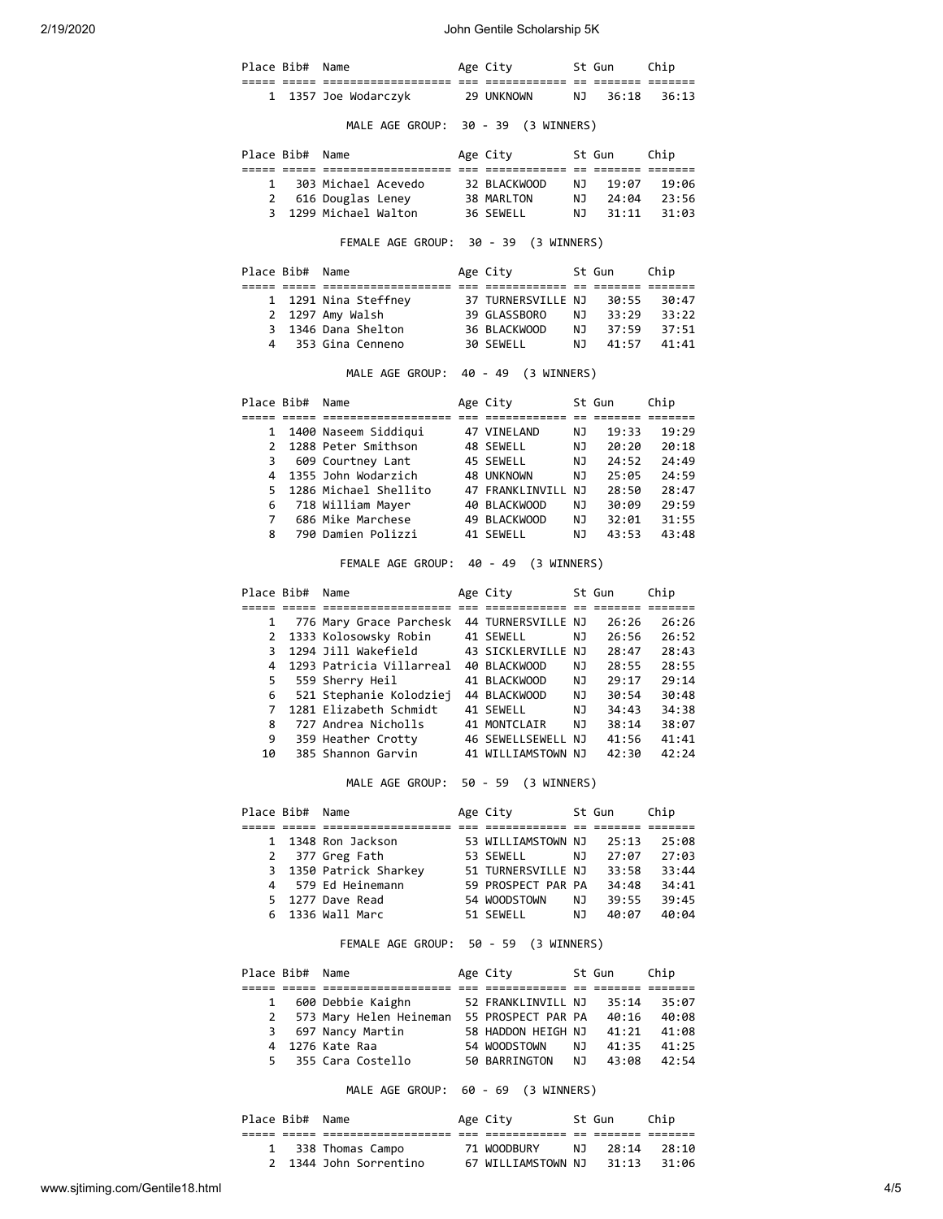| Place | Bib# | Name | Age | City | St | Gun | Chip |
|---|---|---|---|---|---|---|---|
| 1 | 1357 | Joe Wodarczyk | 29 | UNKNOWN | NJ | 36:18 | 36:13 |

MALE AGE GROUP: 30 - 39 (3 WINNERS)

| Place | Bib# | Name | Age | City | St | Gun | Chip |
|---|---|---|---|---|---|---|---|
| 1 | 303 | Michael Acevedo | 32 | BLACKWOOD | NJ | 19:07 | 19:06 |
| 2 | 616 | Douglas Leney | 38 | MARLTON | NJ | 24:04 | 23:56 |
| 3 | 1299 | Michael Walton | 36 | SEWELL | NJ | 31:11 | 31:03 |

FEMALE AGE GROUP: 30 - 39 (3 WINNERS)

| Place | Bib# | Name | Age | City | St | Gun | Chip |
|---|---|---|---|---|---|---|---|
| 1 | 1291 | Nina Steffney | 37 | TURNERSVILLE | NJ | 30:55 | 30:47 |
| 2 | 1297 | Amy Walsh | 39 | GLASSBORO | NJ | 33:29 | 33:22 |
| 3 | 1346 | Dana Shelton | 36 | BLACKWOOD | NJ | 37:59 | 37:51 |
| 4 | 353 | Gina Cenneno | 30 | SEWELL | NJ | 41:57 | 41:41 |

MALE AGE GROUP: 40 - 49 (3 WINNERS)

| Place | Bib# | Name | Age | City | St | Gun | Chip |
|---|---|---|---|---|---|---|---|
| 1 | 1400 | Naseem Siddiqui | 47 | VINELAND | NJ | 19:33 | 19:29 |
| 2 | 1288 | Peter Smithson | 48 | SEWELL | NJ | 20:20 | 20:18 |
| 3 | 609 | Courtney Lant | 45 | SEWELL | NJ | 24:52 | 24:49 |
| 4 | 1355 | John Wodarzich | 48 | UNKNOWN | NJ | 25:05 | 24:59 |
| 5 | 1286 | Michael Shellito | 47 | FRANKLINVILL | NJ | 28:50 | 28:47 |
| 6 | 718 | William Mayer | 40 | BLACKWOOD | NJ | 30:09 | 29:59 |
| 7 | 686 | Mike Marchese | 49 | BLACKWOOD | NJ | 32:01 | 31:55 |
| 8 | 790 | Damien Polizzi | 41 | SEWELL | NJ | 43:53 | 43:48 |

FEMALE AGE GROUP: 40 - 49 (3 WINNERS)

| Place | Bib# | Name | Age | City | St | Gun | Chip |
|---|---|---|---|---|---|---|---|
| 1 | 776 | Mary Grace Parchesk | 44 | TURNERSVILLE | NJ | 26:26 | 26:26 |
| 2 | 1333 | Kolosowsky Robin | 41 | SEWELL | NJ | 26:56 | 26:52 |
| 3 | 1294 | Jill Wakefield | 43 | SICKLERVILLE | NJ | 28:47 | 28:43 |
| 4 | 1293 | Patricia Villarreal | 40 | BLACKWOOD | NJ | 28:55 | 28:55 |
| 5 | 559 | Sherry Heil | 41 | BLACKWOOD | NJ | 29:17 | 29:14 |
| 6 | 521 | Stephanie Kolodziej | 44 | BLACKWOOD | NJ | 30:54 | 30:48 |
| 7 | 1281 | Elizabeth Schmidt | 41 | SEWELL | NJ | 34:43 | 34:38 |
| 8 | 727 | Andrea Nicholls | 41 | MONTCLAIR | NJ | 38:14 | 38:07 |
| 9 | 359 | Heather Crotty | 46 | SEWELLSEWELL | NJ | 41:56 | 41:41 |
| 10 | 385 | Shannon Garvin | 41 | WILLIAMSTOWN | NJ | 42:30 | 42:24 |

MALE AGE GROUP: 50 - 59 (3 WINNERS)

| Place | Bib# | Name | Age | City | St | Gun | Chip |
|---|---|---|---|---|---|---|---|
| 1 | 1348 | Ron Jackson | 53 | WILLIAMSTOWN | NJ | 25:13 | 25:08 |
| 2 | 377 | Greg Fath | 53 | SEWELL | NJ | 27:07 | 27:03 |
| 3 | 1350 | Patrick Sharkey | 51 | TURNERSVILLE | NJ | 33:58 | 33:44 |
| 4 | 579 | Ed Heinemann | 59 | PROSPECT PAR | PA | 34:48 | 34:41 |
| 5 | 1277 | Dave Read | 54 | WOODSTOWN | NJ | 39:55 | 39:45 |
| 6 | 1336 | Wall Marc | 51 | SEWELL | NJ | 40:07 | 40:04 |

FEMALE AGE GROUP: 50 - 59 (3 WINNERS)

| Place | Bib# | Name | Age | City | St | Gun | Chip |
|---|---|---|---|---|---|---|---|
| 1 | 600 | Debbie Kaighn | 52 | FRANKLINVILL | NJ | 35:14 | 35:07 |
| 2 | 573 | Mary Helen Heineman | 55 | PROSPECT PAR | PA | 40:16 | 40:08 |
| 3 | 697 | Nancy Martin | 58 | HADDON HEIGH | NJ | 41:21 | 41:08 |
| 4 | 1276 | Kate Raa | 54 | WOODSTOWN | NJ | 41:35 | 41:25 |
| 5 | 355 | Cara Costello | 50 | BARRINGTON | NJ | 43:08 | 42:54 |

MALE AGE GROUP: 60 - 69 (3 WINNERS)

| Place | Bib# | Name | Age | City | St | Gun | Chip |
|---|---|---|---|---|---|---|---|
| 1 | 338 | Thomas Campo | 71 | WOODBURY | NJ | 28:14 | 28:10 |
| 2 | 1344 | John Sorrentino | 67 | WILLIAMSTOWN | NJ | 31:13 | 31:06 |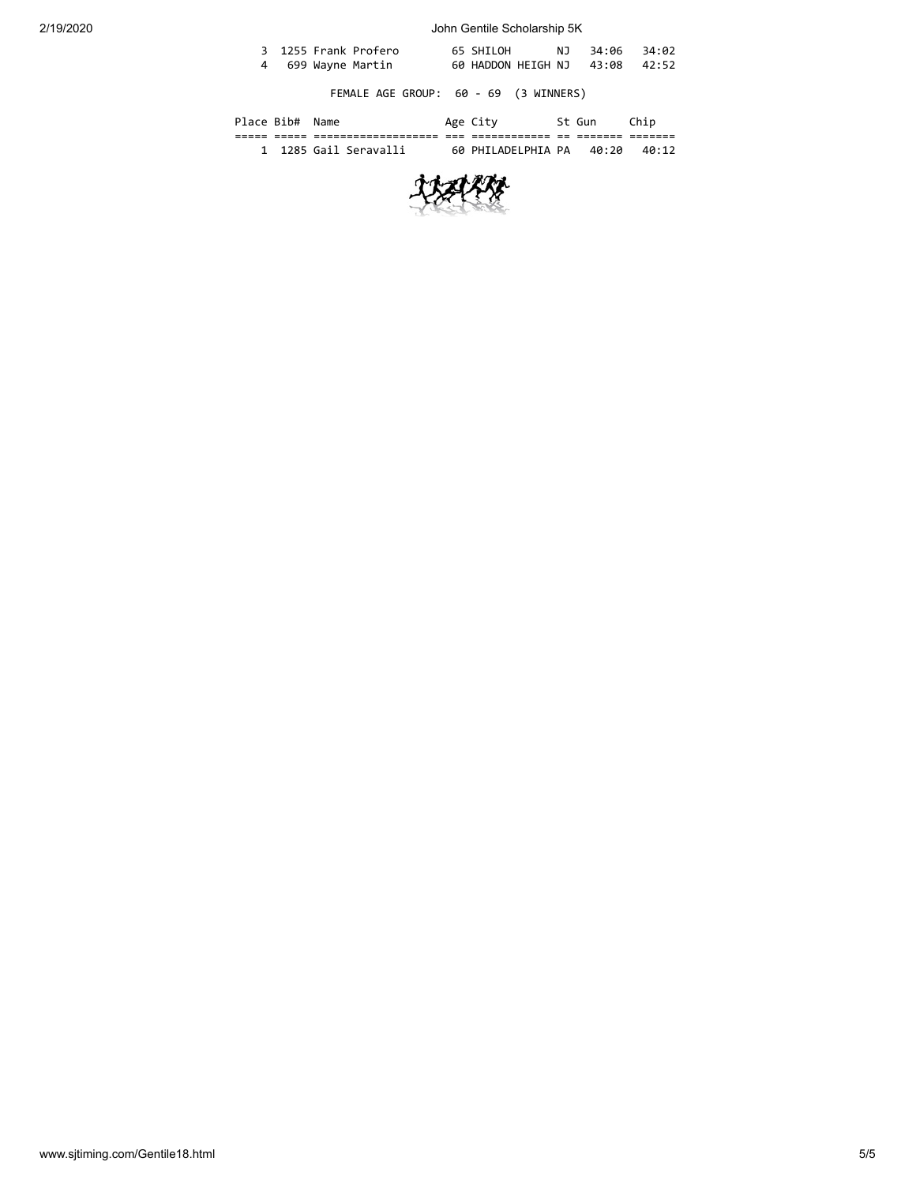| Place | Bib# | Name | Age | City | St | Gun | Chip |
|---|---|---|---|---|---|---|---|
| 3 | 1255 | Frank Profero | 65 | SHILOH | NJ | 34:06 | 34:02 |
| 4 | 699 | Wayne Martin | 60 | HADDON HEIGH | NJ | 43:08 | 42:52 |

FEMALE AGE GROUP: 60 - 69 (3 WINNERS)

| Place | Bib# | Name | Age | City | St | Gun | Chip |
|---|---|---|---|---|---|---|---|
| 1 | 1285 | Gail Seravalli | 60 | PHILADELPHIA | PA | 40:20 | 40:12 |